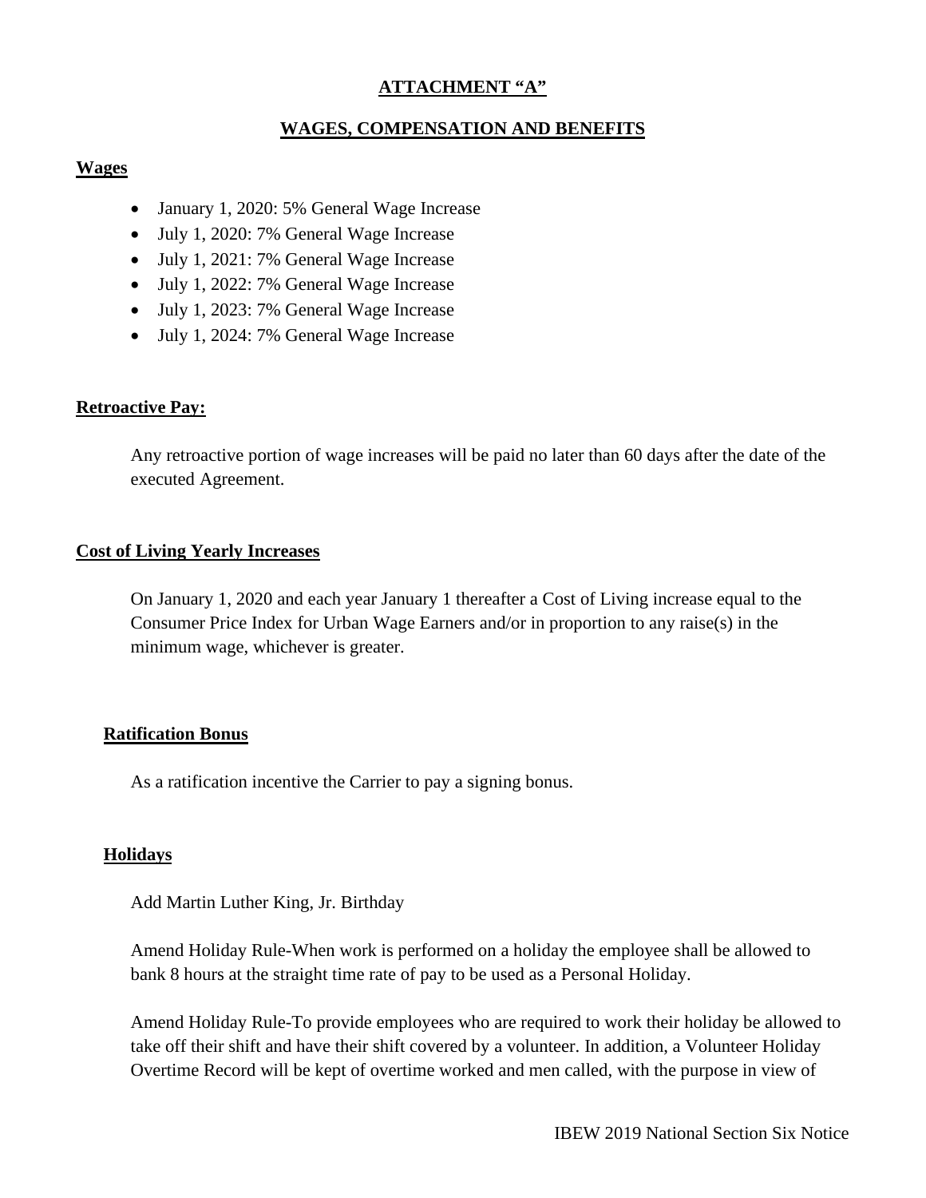## ATTACHMENT "A"

## WAGES, COMPENSATION AND BENEFITS

**Wages**

- January 1, 2020: 5% General Wage Increase
- July 1, 2020: 7% General Wage Increase
- July 1, 2021: 7% General Wage Increase
- July 1, 2022: 7% General Wage Increase
- July 1, 2023: 7% General Wage Increase
- July 1, 2024: 7% General Wage Increase

**Retroactive Pay:**

Any retroactive portion of wage increases will be paid no later than 60 days after the date of the executed Agreement.

**Cost of Living Yearly Increases**

On January 1, 2020 and each year January 1 thereafter a Cost of Living increase equal to the Consumer Price Index for Urban Wage Earners and/or in proportion to any raise(s) in the minimum wage, whichever is greater.

**Ratification Bonus**

As a ratification incentive the Carrier to pay a signing bonus.

**Holidays**

Add Martin Luther King, Jr. Birthday

Amend Holiday Rule-When work is performed on a holiday the employee shall be allowed to bank 8 hours at the straight time rate of pay to be used as a Personal Holiday.

Amend Holiday Rule-To provide employees who are required to work their holiday be allowed to take off their shift and have their shift covered by a volunteer. In addition, a Volunteer Holiday Overtime Record will be kept of overtime worked and men called, with the purpose in view of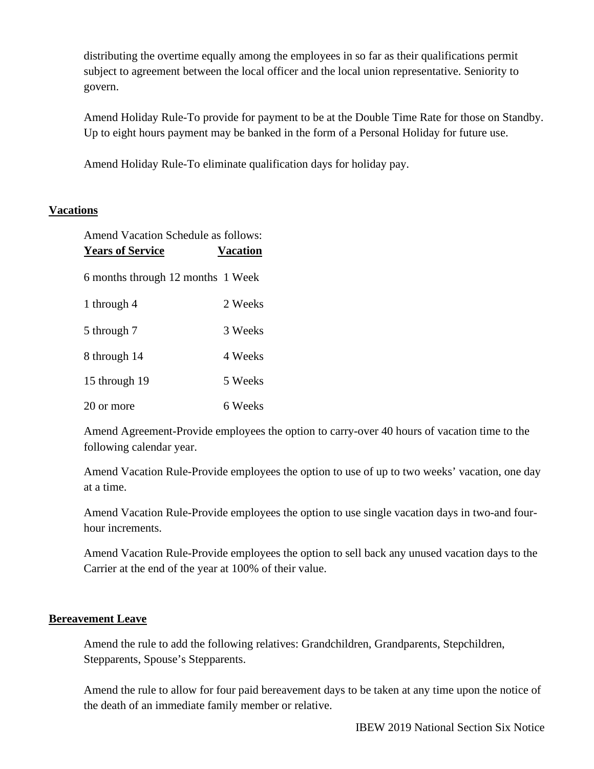distributing the overtime equally among the employees in so far as their qualifications permit subject to agreement between the local officer and the local union representative. Seniority to govern.

Amend Holiday Rule-To provide for payment to be at the Double Time Rate for those on Standby. Up to eight hours payment may be banked in the form of a Personal Holiday for future use.

Amend Holiday Rule-To eliminate qualification days for holiday pay.

## Vacations

Amend Vacation Schedule as follows:

| Years of Service | Vacation |
|---|---|
| 6 months through 12 months | 1 Week |
| 1 through 4 | 2 Weeks |
| 5 through 7 | 3 Weeks |
| 8 through 14 | 4 Weeks |
| 15 through 19 | 5 Weeks |
| 20 or more | 6 Weeks |

Amend Agreement-Provide employees the option to carry-over 40 hours of vacation time to the following calendar year.

Amend Vacation Rule-Provide employees the option to use of up to two weeks' vacation, one day at a time.

Amend Vacation Rule-Provide employees the option to use single vacation days in two-and four-hour increments.

Amend Vacation Rule-Provide employees the option to sell back any unused vacation days to the Carrier at the end of the year at 100% of their value.

## Bereavement Leave

Amend the rule to add the following relatives: Grandchildren, Grandparents, Stepchildren, Stepparents, Spouse's Stepparents.

Amend the rule to allow for four paid bereavement days to be taken at any time upon the notice of the death of an immediate family member or relative.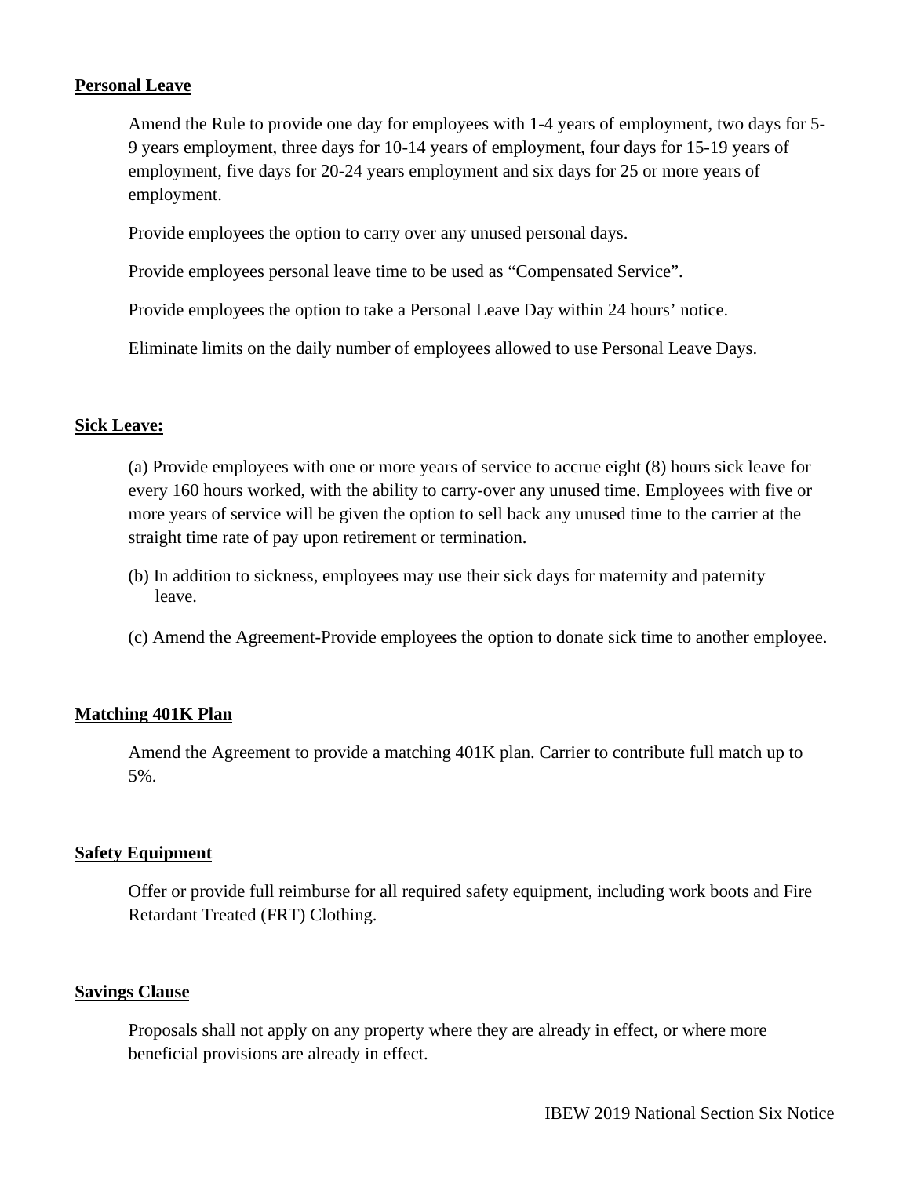**Personal Leave**

Amend the Rule to provide one day for employees with 1-4 years of employment, two days for 5-9 years employment, three days for 10-14 years of employment, four days for 15-19 years of employment, five days for 20-24 years employment and six days for 25 or more years of employment.

Provide employees the option to carry over any unused personal days.

Provide employees personal leave time to be used as "Compensated Service".

Provide employees the option to take a Personal Leave Day within 24 hours' notice.

Eliminate limits on the daily number of employees allowed to use Personal Leave Days.

**Sick Leave:**

(a) Provide employees with one or more years of service to accrue eight (8) hours sick leave for every 160 hours worked, with the ability to carry-over any unused time. Employees with five or more years of service will be given the option to sell back any unused time to the carrier at the straight time rate of pay upon retirement or termination.

(b) In addition to sickness, employees may use their sick days for maternity and paternity leave.

(c) Amend the Agreement-Provide employees the option to donate sick time to another employee.

**Matching 401K Plan**

Amend the Agreement to provide a matching 401K plan. Carrier to contribute full match up to 5%.

**Safety Equipment**

Offer or provide full reimburse for all required safety equipment, including work boots and Fire Retardant Treated (FRT) Clothing.

**Savings Clause**

Proposals shall not apply on any property where they are already in effect, or where more beneficial provisions are already in effect.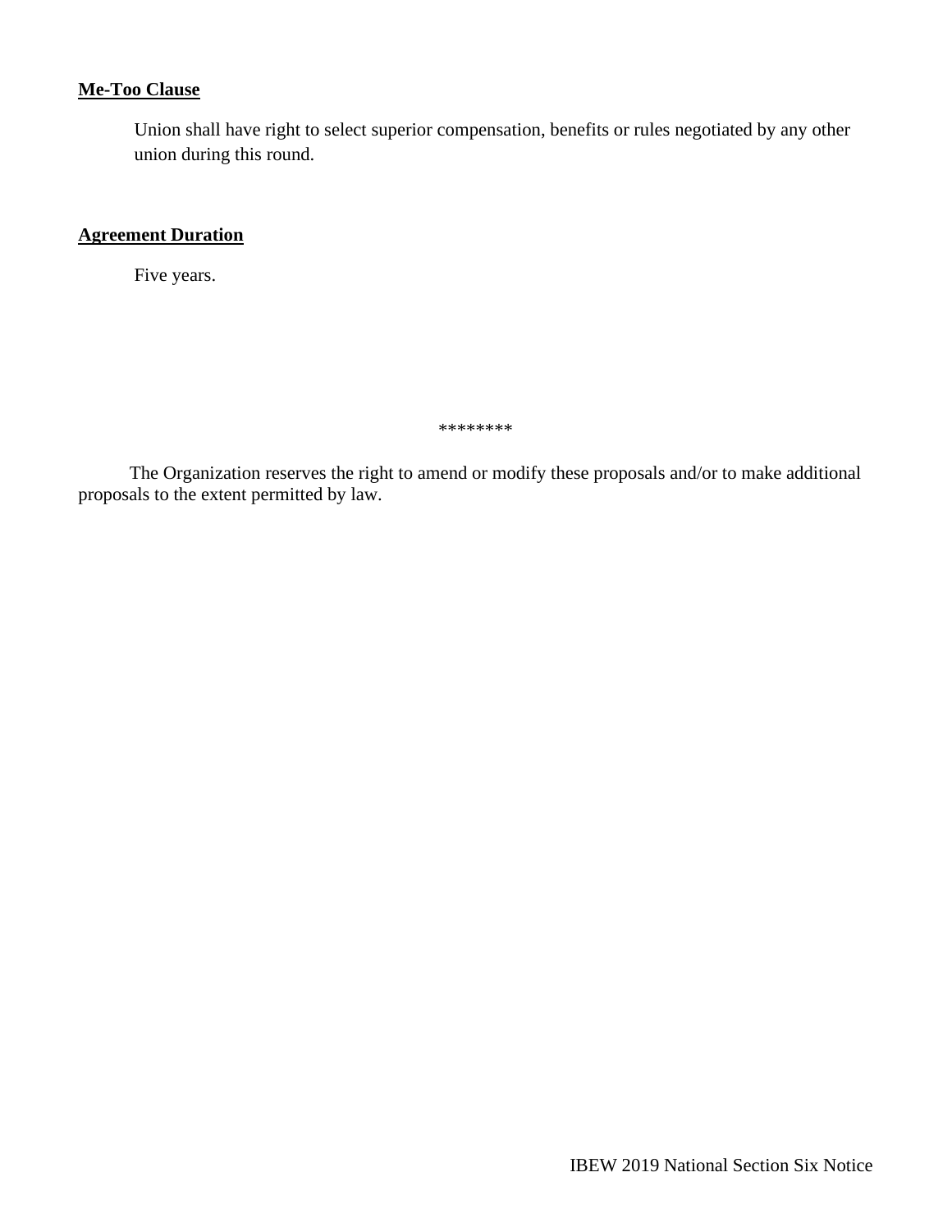**Me-Too Clause**

Union shall have right to select superior compensation, benefits or rules negotiated by any other union during this round.

**Agreement Duration**

Five years.

********

The Organization reserves the right to amend or modify these proposals and/or to make additional proposals to the extent permitted by law.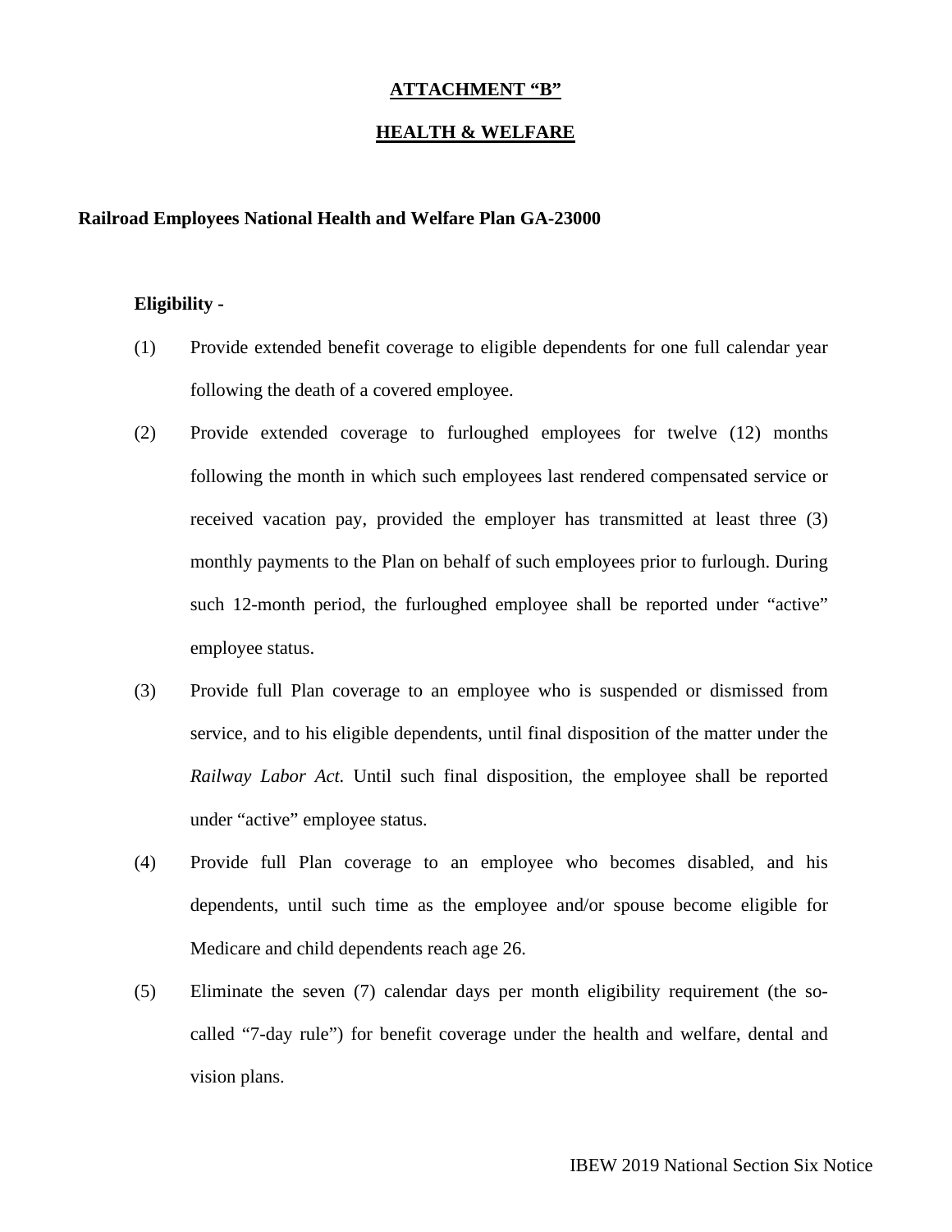## ATTACHMENT "B"

## HEALTH & WELFARE

**Railroad Employees National Health and Welfare Plan GA-23000**

**Eligibility -**

(1) Provide extended benefit coverage to eligible dependents for one full calendar year following the death of a covered employee.

(2) Provide extended coverage to furloughed employees for twelve (12) months following the month in which such employees last rendered compensated service or received vacation pay, provided the employer has transmitted at least three (3) monthly payments to the Plan on behalf of such employees prior to furlough. During such 12-month period, the furloughed employee shall be reported under "active" employee status.

(3) Provide full Plan coverage to an employee who is suspended or dismissed from service, and to his eligible dependents, until final disposition of the matter under the *Railway Labor Act*. Until such final disposition, the employee shall be reported under "active" employee status.

(4) Provide full Plan coverage to an employee who becomes disabled, and his dependents, until such time as the employee and/or spouse become eligible for Medicare and child dependents reach age 26.

(5) Eliminate the seven (7) calendar days per month eligibility requirement (the so-called "7-day rule") for benefit coverage under the health and welfare, dental and vision plans.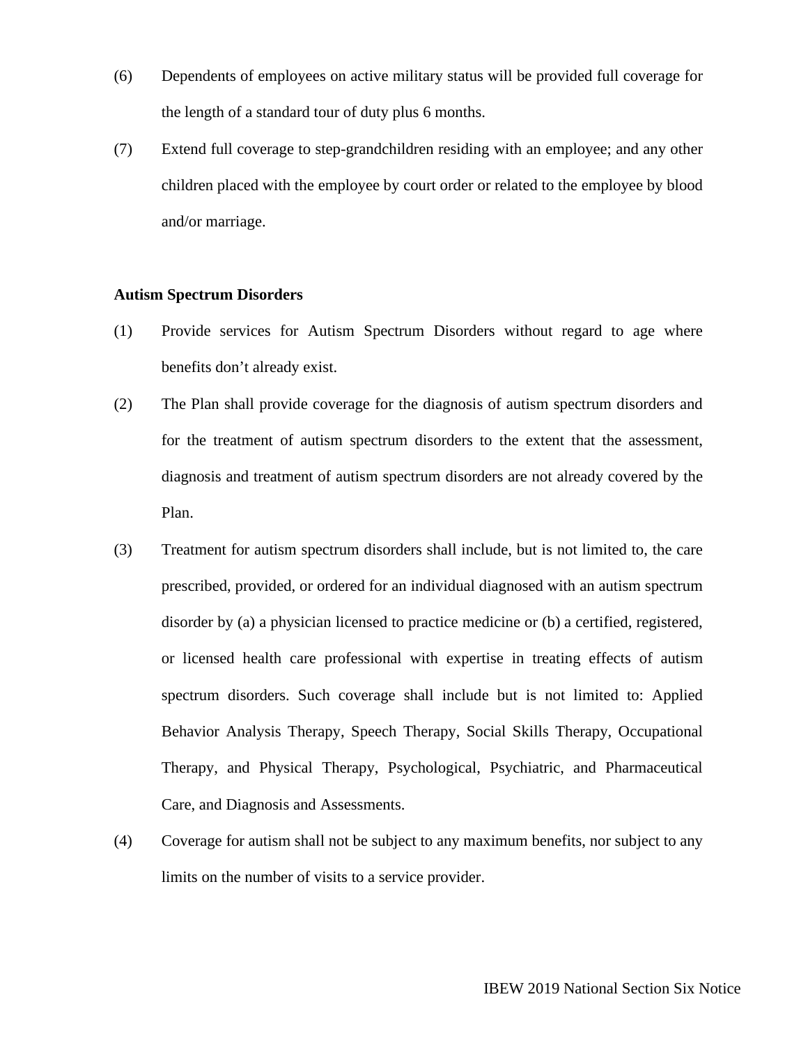(6) Dependents of employees on active military status will be provided full coverage for the length of a standard tour of duty plus 6 months.

(7) Extend full coverage to step-grandchildren residing with an employee; and any other children placed with the employee by court order or related to the employee by blood and/or marriage.

**Autism Spectrum Disorders**

(1) Provide services for Autism Spectrum Disorders without regard to age where benefits don't already exist.

(2) The Plan shall provide coverage for the diagnosis of autism spectrum disorders and for the treatment of autism spectrum disorders to the extent that the assessment, diagnosis and treatment of autism spectrum disorders are not already covered by the Plan.

(3) Treatment for autism spectrum disorders shall include, but is not limited to, the care prescribed, provided, or ordered for an individual diagnosed with an autism spectrum disorder by (a) a physician licensed to practice medicine or (b) a certified, registered, or licensed health care professional with expertise in treating effects of autism spectrum disorders. Such coverage shall include but is not limited to: Applied Behavior Analysis Therapy, Speech Therapy, Social Skills Therapy, Occupational Therapy, and Physical Therapy, Psychological, Psychiatric, and Pharmaceutical Care, and Diagnosis and Assessments.

(4) Coverage for autism shall not be subject to any maximum benefits, nor subject to any limits on the number of visits to a service provider.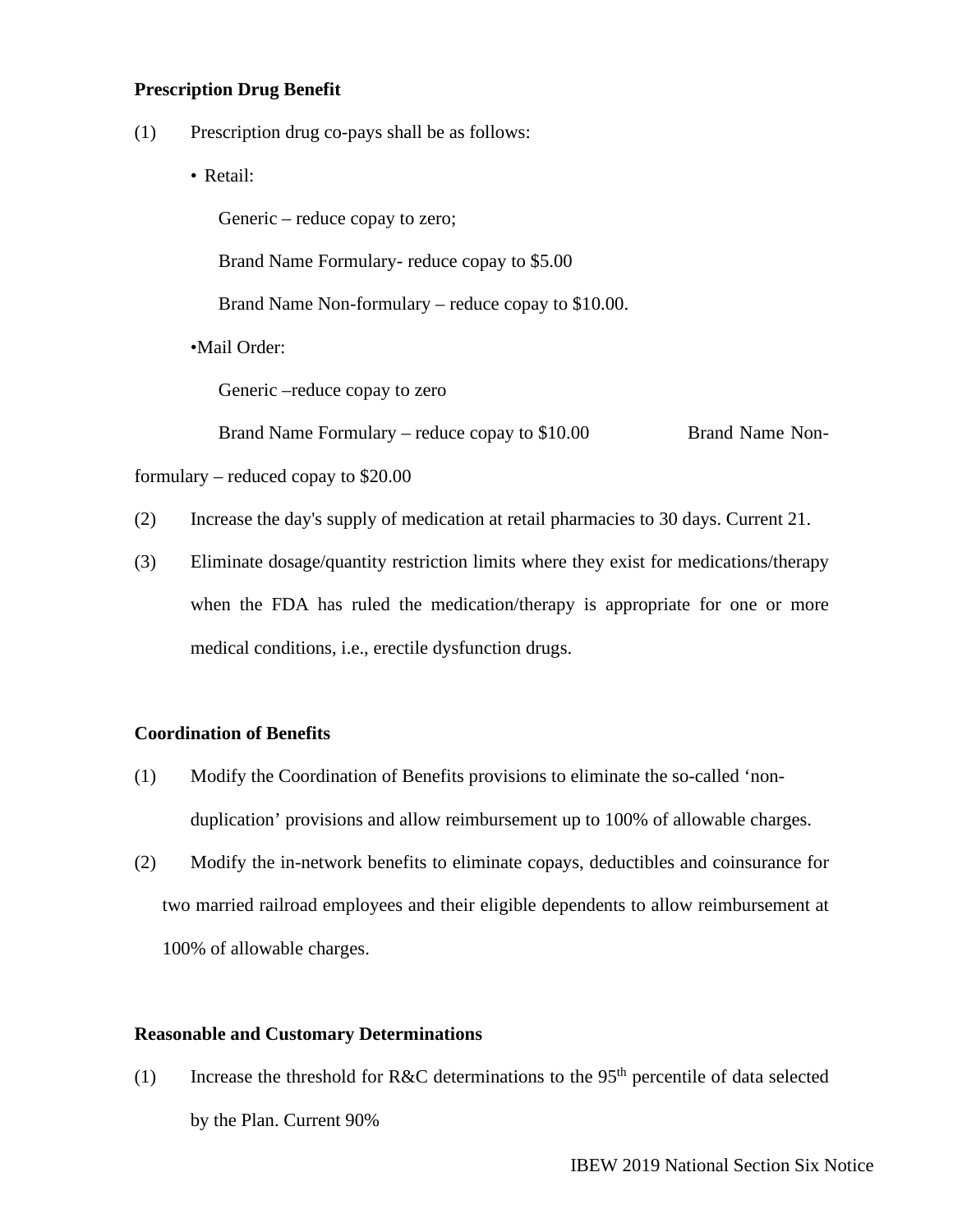**Prescription Drug Benefit**

(1) Prescription drug co-pays shall be as follows:

- Retail:

  Generic – reduce copay to zero;

  Brand Name Formulary- reduce copay to $5.00

  Brand Name Non-formulary – reduce copay to $10.00.

- Mail Order:

  Generic –reduce copay to zero

  Brand Name Formulary – reduce copay to $10.00

  Brand Name Non-formulary – reduced copay to $20.00

(2) Increase the day's supply of medication at retail pharmacies to 30 days. Current 21.

(3) Eliminate dosage/quantity restriction limits where they exist for medications/therapy when the FDA has ruled the medication/therapy is appropriate for one or more medical conditions, i.e., erectile dysfunction drugs.

**Coordination of Benefits**

(1) Modify the Coordination of Benefits provisions to eliminate the so-called 'non-duplication' provisions and allow reimbursement up to 100% of allowable charges.

(2) Modify the in-network benefits to eliminate copays, deductibles and coinsurance for two married railroad employees and their eligible dependents to allow reimbursement at 100% of allowable charges.

**Reasonable and Customary Determinations**

(1) Increase the threshold for R&C determinations to the 95th percentile of data selected by the Plan. Current 90%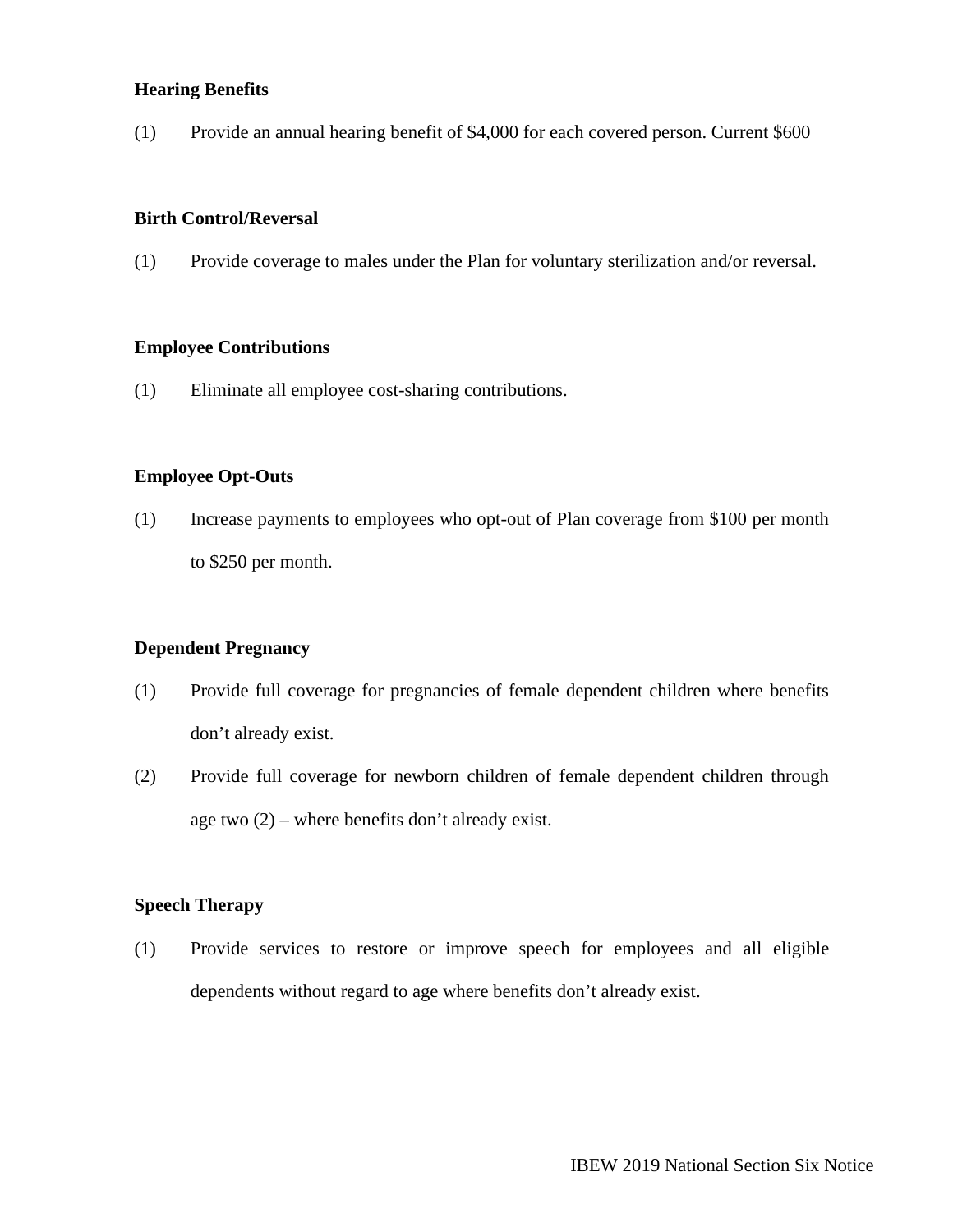**Hearing Benefits**

(1) Provide an annual hearing benefit of $4,000 for each covered person. Current $600

**Birth Control/Reversal**

(1) Provide coverage to males under the Plan for voluntary sterilization and/or reversal.

**Employee Contributions**

(1) Eliminate all employee cost-sharing contributions.

**Employee Opt-Outs**

(1) Increase payments to employees who opt-out of Plan coverage from $100 per month to $250 per month.

**Dependent Pregnancy**

(1) Provide full coverage for pregnancies of female dependent children where benefits don't already exist.

(2) Provide full coverage for newborn children of female dependent children through age two (2) – where benefits don't already exist.

**Speech Therapy**

(1) Provide services to restore or improve speech for employees and all eligible dependents without regard to age where benefits don't already exist.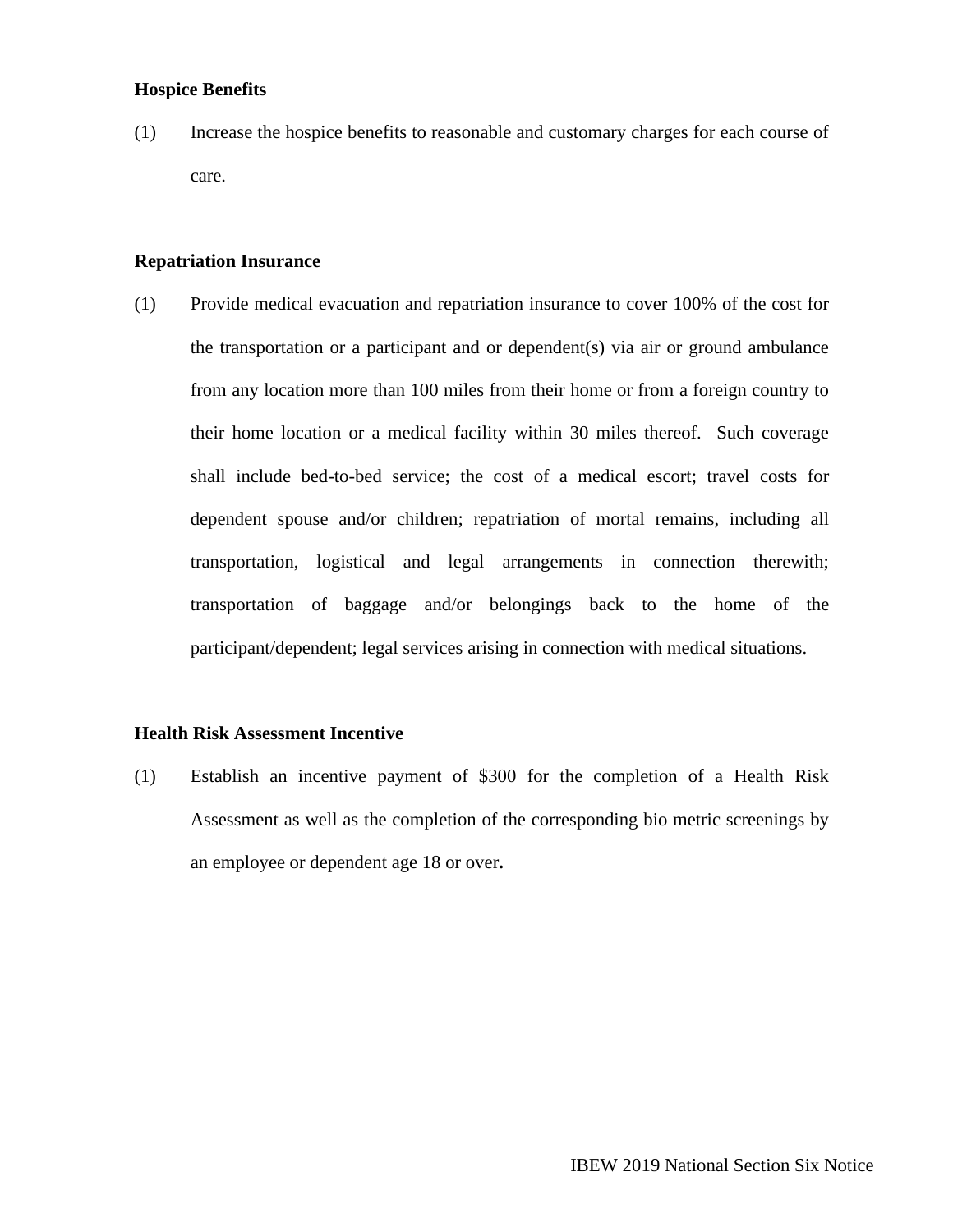**Hospice Benefits**

(1) Increase the hospice benefits to reasonable and customary charges for each course of care.

**Repatriation Insurance**

(1) Provide medical evacuation and repatriation insurance to cover 100% of the cost for the transportation or a participant and or dependent(s) via air or ground ambulance from any location more than 100 miles from their home or from a foreign country to their home location or a medical facility within 30 miles thereof. Such coverage shall include bed-to-bed service; the cost of a medical escort; travel costs for dependent spouse and/or children; repatriation of mortal remains, including all transportation, logistical and legal arrangements in connection therewith; transportation of baggage and/or belongings back to the home of the participant/dependent; legal services arising in connection with medical situations.

**Health Risk Assessment Incentive**

(1) Establish an incentive payment of $300 for the completion of a Health Risk Assessment as well as the completion of the corresponding bio metric screenings by an employee or dependent age 18 or over**.**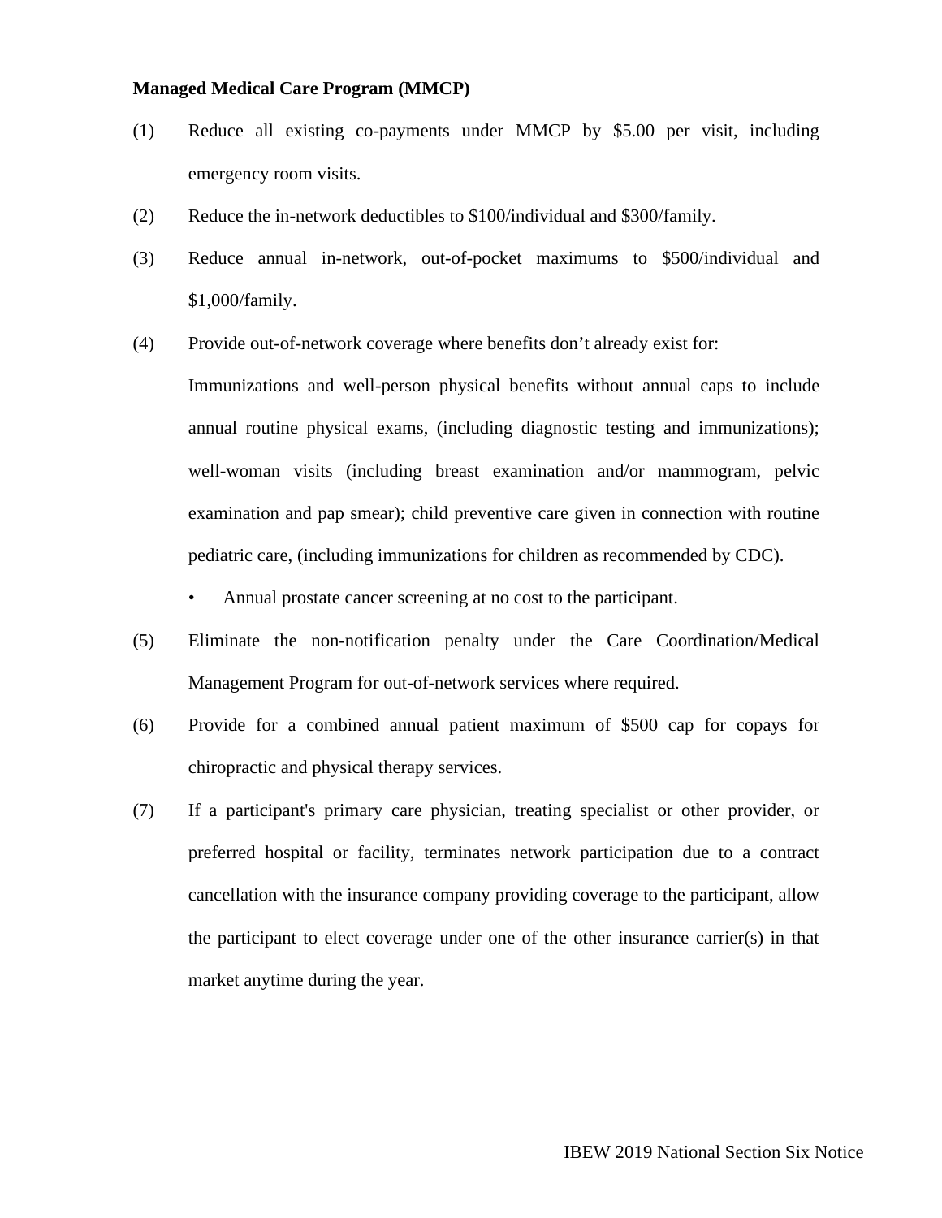**Managed Medical Care Program (MMCP)**

(1) Reduce all existing co-payments under MMCP by $5.00 per visit, including emergency room visits.

(2) Reduce the in-network deductibles to $100/individual and $300/family.

(3) Reduce annual in-network, out-of-pocket maximums to $500/individual and $1,000/family.

(4) Provide out-of-network coverage where benefits don't already exist for:

Immunizations and well-person physical benefits without annual caps to include annual routine physical exams, (including diagnostic testing and immunizations); well-woman visits (including breast examination and/or mammogram, pelvic examination and pap smear); child preventive care given in connection with routine pediatric care, (including immunizations for children as recommended by CDC).

- Annual prostate cancer screening at no cost to the participant.

(5) Eliminate the non-notification penalty under the Care Coordination/Medical Management Program for out-of-network services where required.

(6) Provide for a combined annual patient maximum of $500 cap for copays for chiropractic and physical therapy services.

(7) If a participant's primary care physician, treating specialist or other provider, or preferred hospital or facility, terminates network participation due to a contract cancellation with the insurance company providing coverage to the participant, allow the participant to elect coverage under one of the other insurance carrier(s) in that market anytime during the year.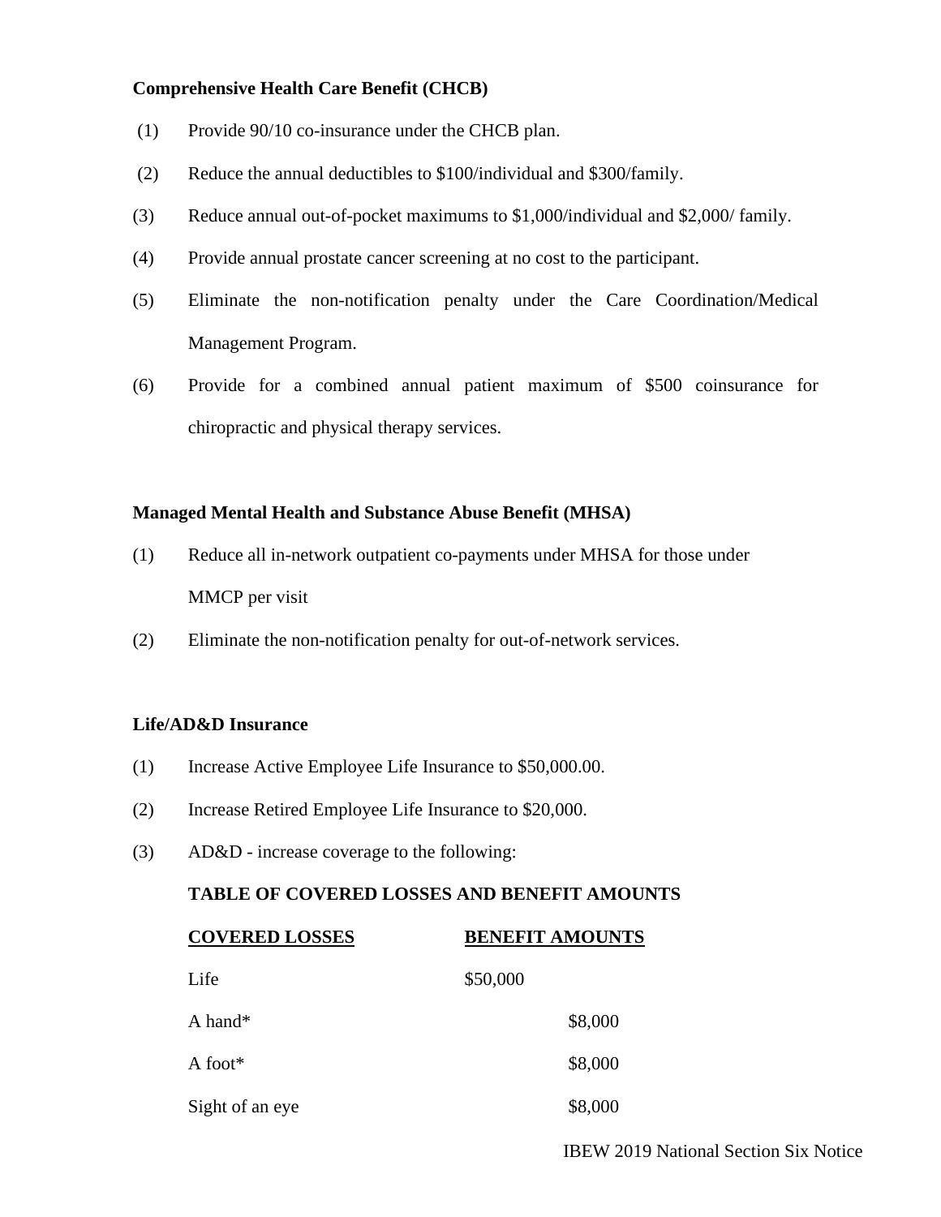**Comprehensive Health Care Benefit (CHCB)**

(1) Provide 90/10 co-insurance under the CHCB plan.

(2) Reduce the annual deductibles to $100/individual and $300/family.

(3) Reduce annual out-of-pocket maximums to $1,000/individual and $2,000/ family.

(4) Provide annual prostate cancer screening at no cost to the participant.

(5) Eliminate the non-notification penalty under the Care Coordination/Medical Management Program.

(6) Provide for a combined annual patient maximum of $500 coinsurance for chiropractic and physical therapy services.

**Managed Mental Health and Substance Abuse Benefit (MHSA)**

(1) Reduce all in-network outpatient co-payments under MHSA for those under MMCP per visit

(2) Eliminate the non-notification penalty for out-of-network services.

**Life/AD&D Insurance**

(1) Increase Active Employee Life Insurance to $50,000.00.

(2) Increase Retired Employee Life Insurance to $20,000.

(3) AD&D - increase coverage to the following:

**TABLE OF COVERED LOSSES AND BENEFIT AMOUNTS**

| COVERED LOSSES | BENEFIT AMOUNTS |
| --- | --- |
| Life | $50,000 |
| A hand* | $8,000 |
| A foot* | $8,000 |
| Sight of an eye | $8,000 |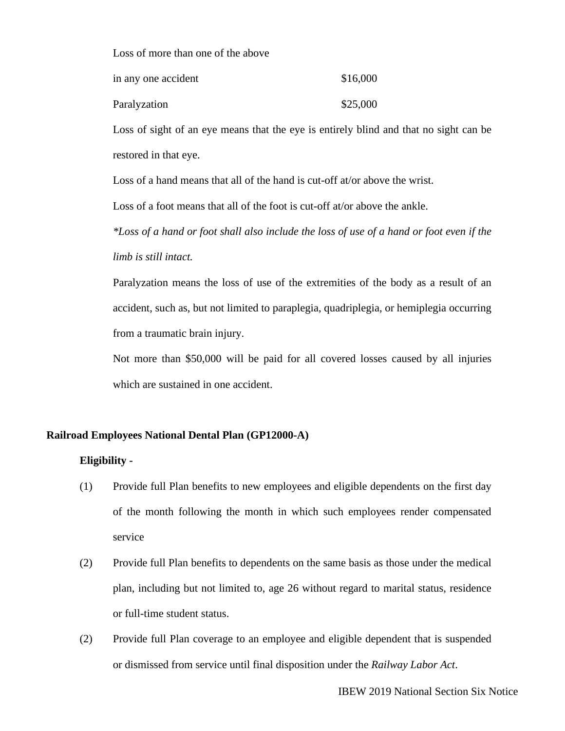| | |
|---|---|
| Loss of more than one of the above in any one accident | \$16,000 |
| Paralyzation | \$25,000 |

Loss of sight of an eye means that the eye is entirely blind and that no sight can be restored in that eye.

Loss of a hand means that all of the hand is cut-off at/or above the wrist.

Loss of a foot means that all of the foot is cut-off at/or above the ankle.

**Loss of a hand or foot shall also include the loss of use of a hand or foot even if the limb is still intact.*

Paralyzation means the loss of use of the extremities of the body as a result of an accident, such as, but not limited to paraplegia, quadriplegia, or hemiplegia occurring from a traumatic brain injury.

Not more than \$50,000 will be paid for all covered losses caused by all injuries which are sustained in one accident.

**Railroad Employees National Dental Plan (GP12000-A)**

**Eligibility -**

(1) Provide full Plan benefits to new employees and eligible dependents on the first day of the month following the month in which such employees render compensated service

(2) Provide full Plan benefits to dependents on the same basis as those under the medical plan, including but not limited to, age 26 without regard to marital status, residence or full-time student status.

(2) Provide full Plan coverage to an employee and eligible dependent that is suspended or dismissed from service until final disposition under the *Railway Labor Act*.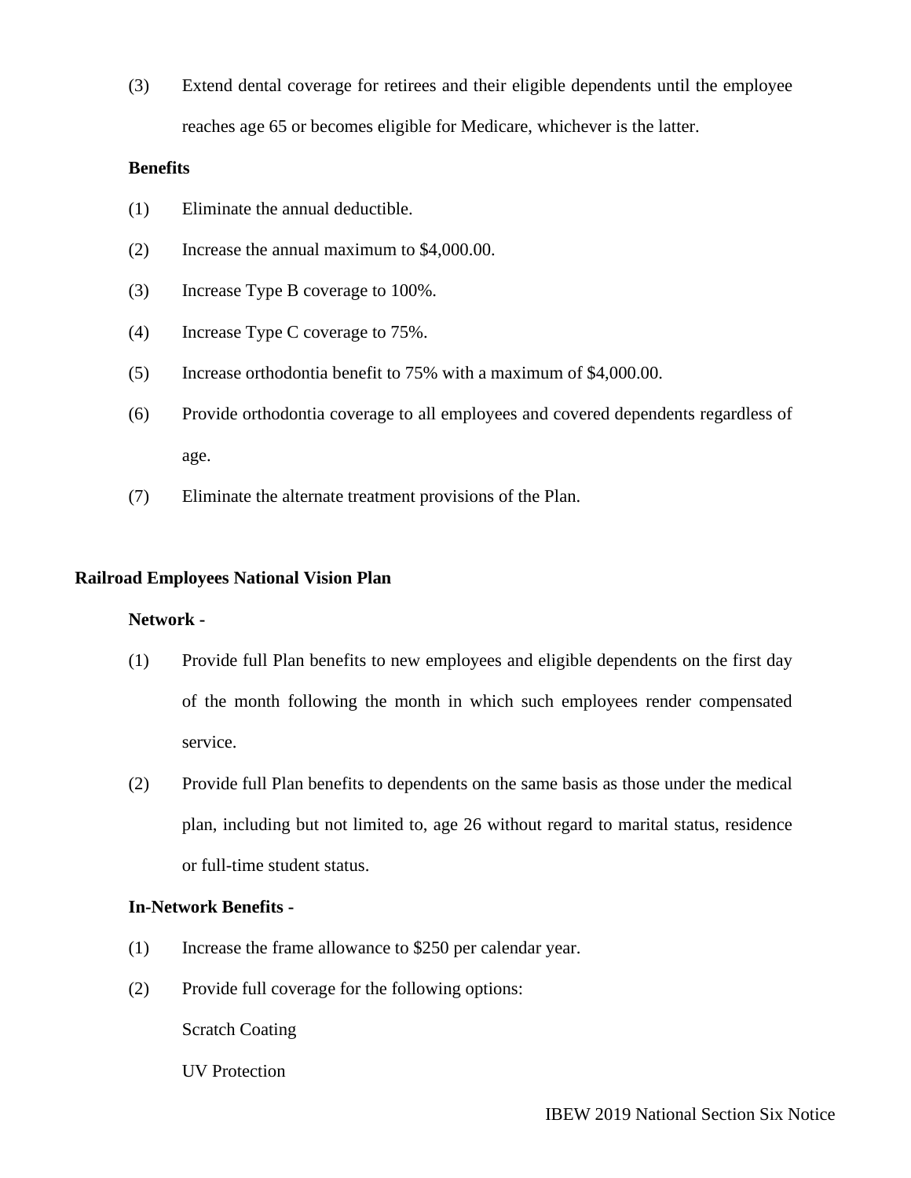(3) Extend dental coverage for retirees and their eligible dependents until the employee reaches age 65 or becomes eligible for Medicare, whichever is the latter.

**Benefits**

(1) Eliminate the annual deductible.

(2) Increase the annual maximum to $4,000.00.

(3) Increase Type B coverage to 100%.

(4) Increase Type C coverage to 75%.

(5) Increase orthodontia benefit to 75% with a maximum of $4,000.00.

(6) Provide orthodontia coverage to all employees and covered dependents regardless of age.

(7) Eliminate the alternate treatment provisions of the Plan.

**Railroad Employees National Vision Plan**

**Network -**

(1) Provide full Plan benefits to new employees and eligible dependents on the first day of the month following the month in which such employees render compensated service.

(2) Provide full Plan benefits to dependents on the same basis as those under the medical plan, including but not limited to, age 26 without regard to marital status, residence or full-time student status.

**In-Network Benefits -**

(1) Increase the frame allowance to $250 per calendar year.

(2) Provide full coverage for the following options:

Scratch Coating

UV Protection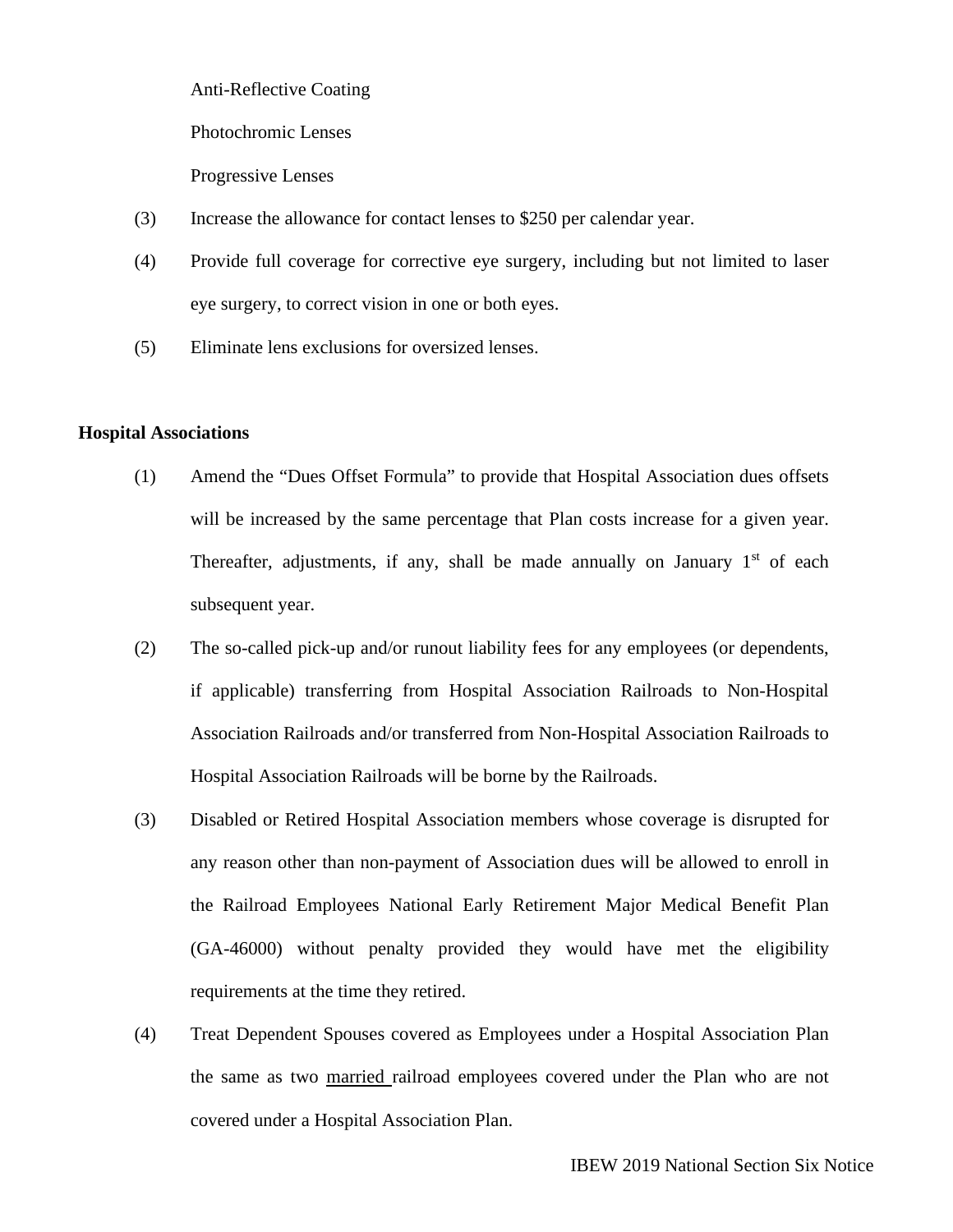Anti-Reflective Coating

Photochromic Lenses

Progressive Lenses

(3) Increase the allowance for contact lenses to $250 per calendar year.

(4) Provide full coverage for corrective eye surgery, including but not limited to laser eye surgery, to correct vision in one or both eyes.

(5) Eliminate lens exclusions for oversized lenses.

**Hospital Associations**

(1) Amend the “Dues Offset Formula” to provide that Hospital Association dues offsets will be increased by the same percentage that Plan costs increase for a given year. Thereafter, adjustments, if any, shall be made annually on January 1st of each subsequent year.

(2) The so-called pick-up and/or runout liability fees for any employees (or dependents, if applicable) transferring from Hospital Association Railroads to Non-Hospital Association Railroads and/or transferred from Non-Hospital Association Railroads to Hospital Association Railroads will be borne by the Railroads.

(3) Disabled or Retired Hospital Association members whose coverage is disrupted for any reason other than non-payment of Association dues will be allowed to enroll in the Railroad Employees National Early Retirement Major Medical Benefit Plan (GA-46000) without penalty provided they would have met the eligibility requirements at the time they retired.

(4) Treat Dependent Spouses covered as Employees under a Hospital Association Plan the same as two married railroad employees covered under the Plan who are not covered under a Hospital Association Plan.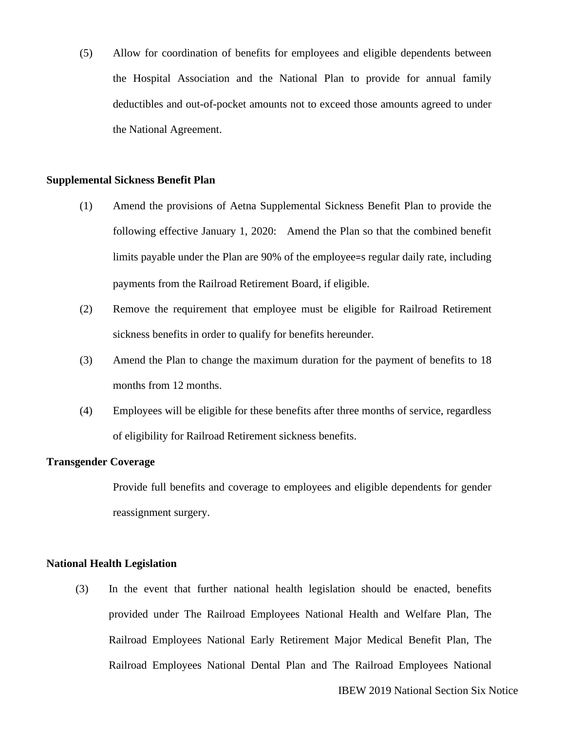(5) Allow for coordination of benefits for employees and eligible dependents between the Hospital Association and the National Plan to provide for annual family deductibles and out-of-pocket amounts not to exceed those amounts agreed to under the National Agreement.

**Supplemental Sickness Benefit Plan**

(1) Amend the provisions of Aetna Supplemental Sickness Benefit Plan to provide the following effective January 1, 2020: Amend the Plan so that the combined benefit limits payable under the Plan are 90% of the employee=s regular daily rate, including payments from the Railroad Retirement Board, if eligible.

(2) Remove the requirement that employee must be eligible for Railroad Retirement sickness benefits in order to qualify for benefits hereunder.

(3) Amend the Plan to change the maximum duration for the payment of benefits to 18 months from 12 months.

(4) Employees will be eligible for these benefits after three months of service, regardless of eligibility for Railroad Retirement sickness benefits.

**Transgender Coverage**

Provide full benefits and coverage to employees and eligible dependents for gender reassignment surgery.

**National Health Legislation**

(3) In the event that further national health legislation should be enacted, benefits provided under The Railroad Employees National Health and Welfare Plan, The Railroad Employees National Early Retirement Major Medical Benefit Plan, The Railroad Employees National Dental Plan and The Railroad Employees National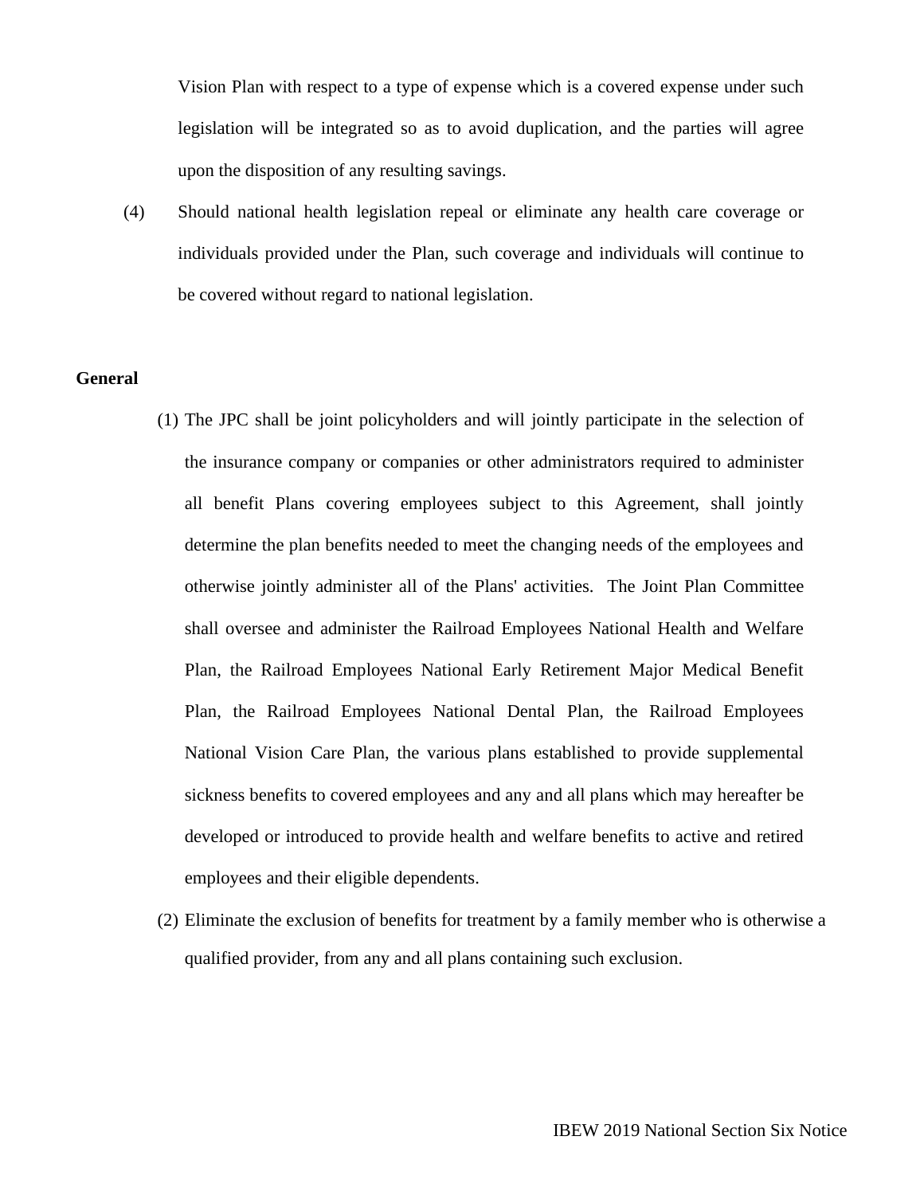Vision Plan with respect to a type of expense which is a covered expense under such legislation will be integrated so as to avoid duplication, and the parties will agree upon the disposition of any resulting savings.

(4) Should national health legislation repeal or eliminate any health care coverage or individuals provided under the Plan, such coverage and individuals will continue to be covered without regard to national legislation.

**General**

(1) The JPC shall be joint policyholders and will jointly participate in the selection of the insurance company or companies or other administrators required to administer all benefit Plans covering employees subject to this Agreement, shall jointly determine the plan benefits needed to meet the changing needs of the employees and otherwise jointly administer all of the Plans' activities. The Joint Plan Committee shall oversee and administer the Railroad Employees National Health and Welfare Plan, the Railroad Employees National Early Retirement Major Medical Benefit Plan, the Railroad Employees National Dental Plan, the Railroad Employees National Vision Care Plan, the various plans established to provide supplemental sickness benefits to covered employees and any and all plans which may hereafter be developed or introduced to provide health and welfare benefits to active and retired employees and their eligible dependents.

(2) Eliminate the exclusion of benefits for treatment by a family member who is otherwise a qualified provider, from any and all plans containing such exclusion.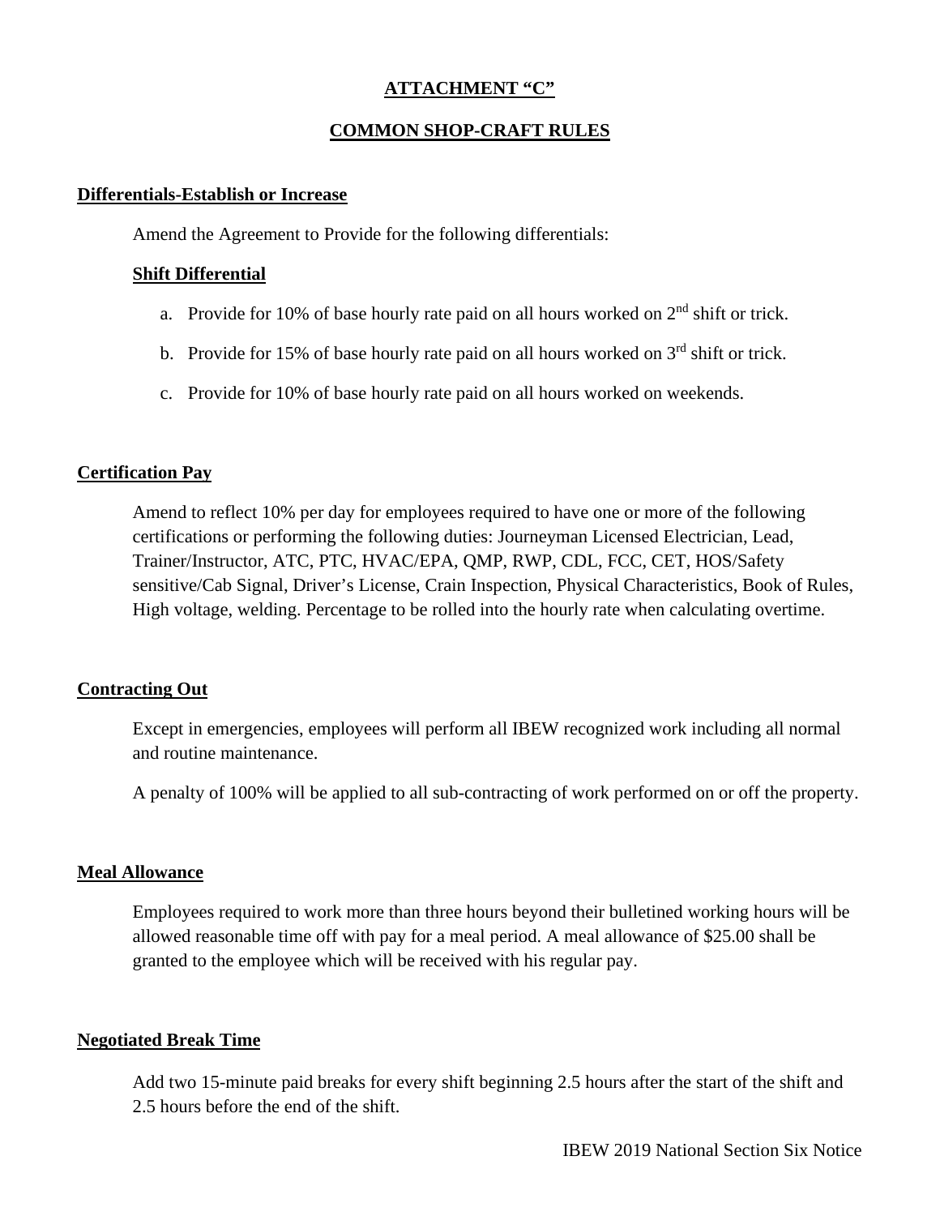## ATTACHMENT “C”

## COMMON SHOP-CRAFT RULES

### Differentials-Establish or Increase

Amend the Agreement to Provide for the following differentials:

#### Shift Differential

a. Provide for 10% of base hourly rate paid on all hours worked on 2nd shift or trick.

b. Provide for 15% of base hourly rate paid on all hours worked on 3rd shift or trick.

c. Provide for 10% of base hourly rate paid on all hours worked on weekends.

### Certification Pay

Amend to reflect 10% per day for employees required to have one or more of the following certifications or performing the following duties: Journeyman Licensed Electrician, Lead, Trainer/Instructor, ATC, PTC, HVAC/EPA, QMP, RWP, CDL, FCC, CET, HOS/Safety sensitive/Cab Signal, Driver’s License, Crain Inspection, Physical Characteristics, Book of Rules, High voltage, welding. Percentage to be rolled into the hourly rate when calculating overtime.

### Contracting Out

Except in emergencies, employees will perform all IBEW recognized work including all normal and routine maintenance.

A penalty of 100% will be applied to all sub-contracting of work performed on or off the property.

### Meal Allowance

Employees required to work more than three hours beyond their bulletined working hours will be allowed reasonable time off with pay for a meal period. A meal allowance of $25.00 shall be granted to the employee which will be received with his regular pay.

### Negotiated Break Time

Add two 15-minute paid breaks for every shift beginning 2.5 hours after the start of the shift and 2.5 hours before the end of the shift.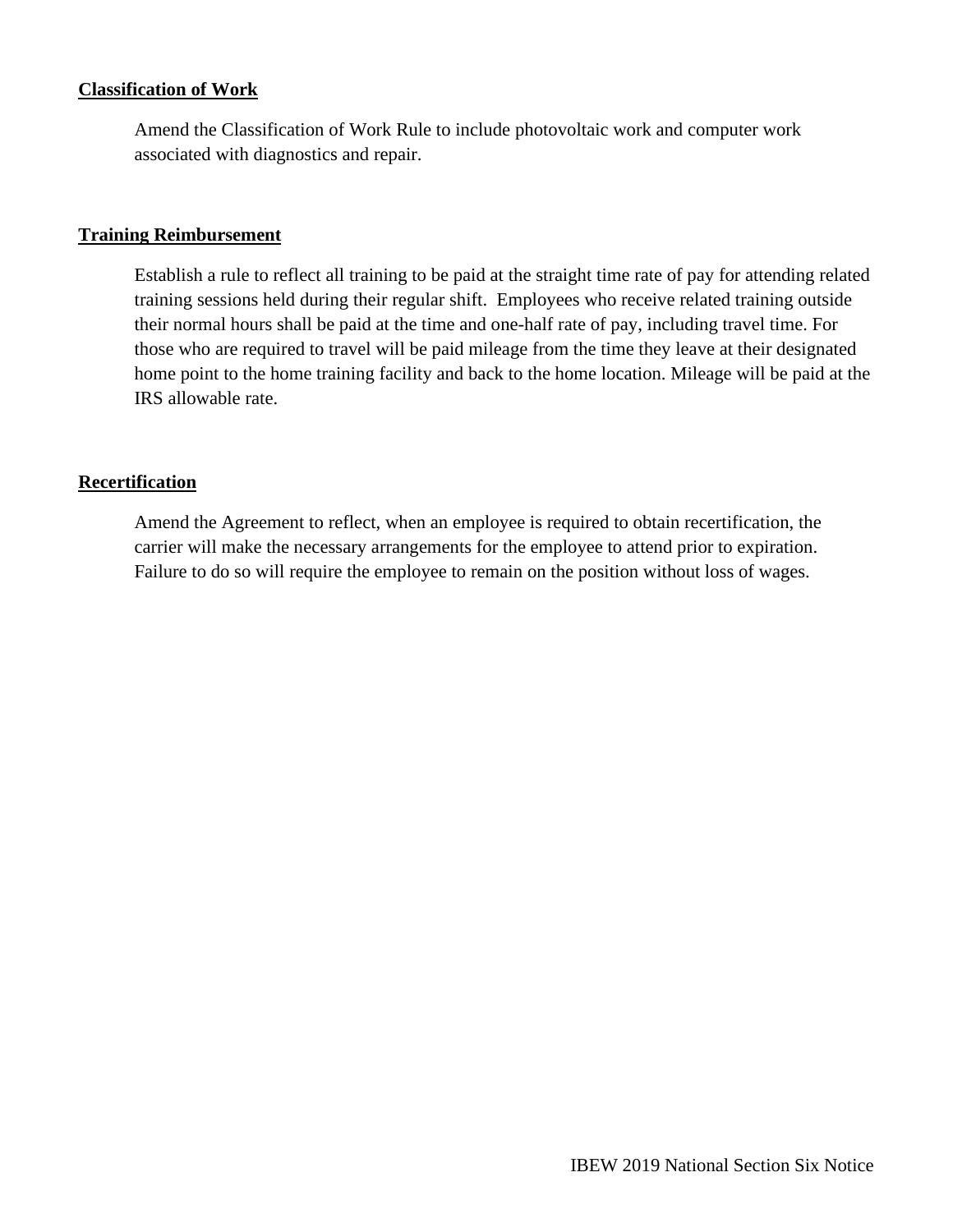**Classification of Work**

Amend the Classification of Work Rule to include photovoltaic work and computer work associated with diagnostics and repair.

**Training Reimbursement**

Establish a rule to reflect all training to be paid at the straight time rate of pay for attending related training sessions held during their regular shift. Employees who receive related training outside their normal hours shall be paid at the time and one-half rate of pay, including travel time. For those who are required to travel will be paid mileage from the time they leave at their designated home point to the home training facility and back to the home location. Mileage will be paid at the IRS allowable rate.

**Recertification**

Amend the Agreement to reflect, when an employee is required to obtain recertification, the carrier will make the necessary arrangements for the employee to attend prior to expiration. Failure to do so will require the employee to remain on the position without loss of wages.